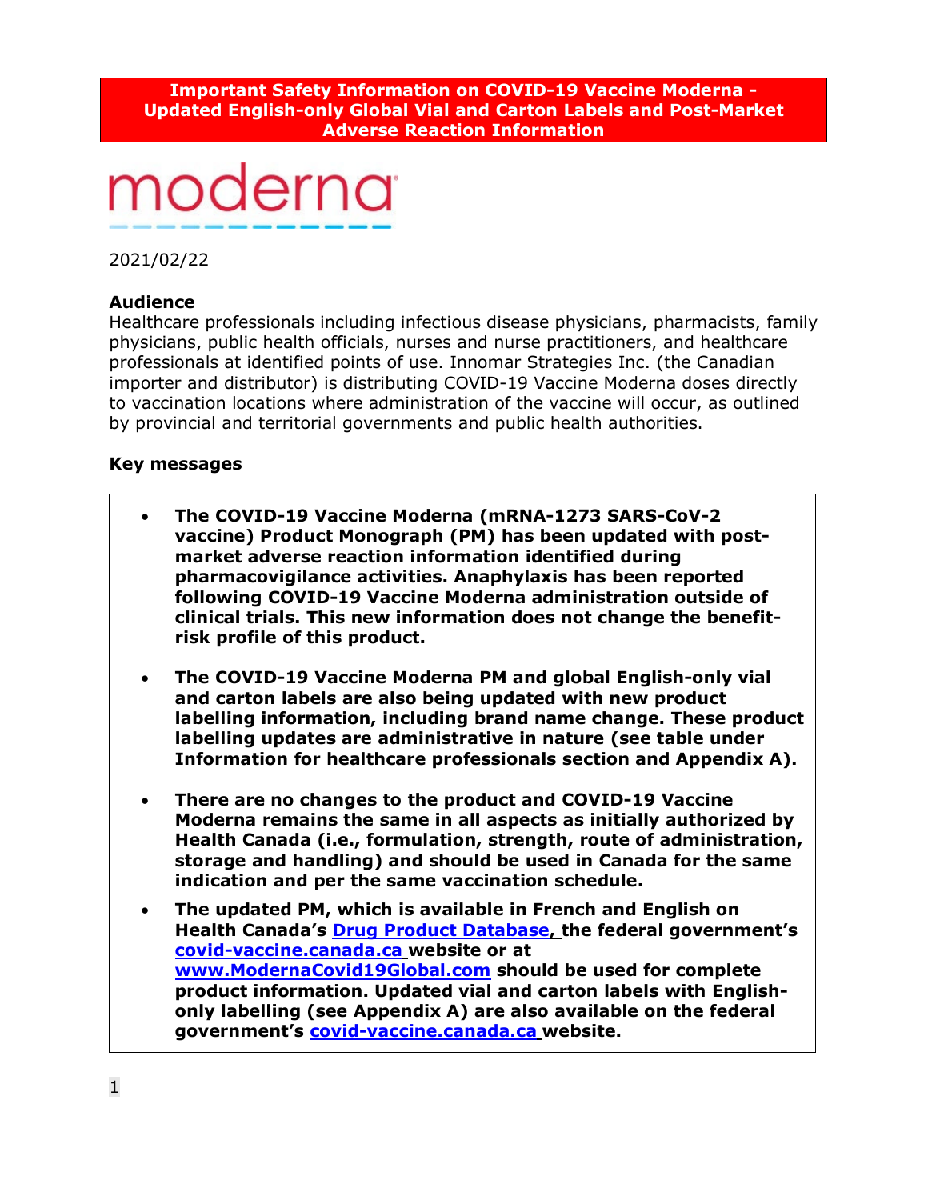**Important Safety Information on COVID-19 Vaccine Moderna - Updated English-only Global Vial and Carton Labels and Post-Market Adverse Reaction Information**

moderna

2021/02/22

**Audience**

Healthcare professionals including infectious disease physicians, pharmacists, family physicians, public health officials, nurses and nurse practitioners, and healthcare professionals at identified points of use. Innomar Strategies Inc. (the Canadian importer and distributor) is distributing COVID-19 Vaccine Moderna doses directly to vaccination locations where administration of the vaccine will occur, as outlined by provincial and territorial governments and public health authorities.

**Key messages**

- **The COVID-19 Vaccine Moderna (mRNA-1273 SARS-CoV-2 vaccine) Product Monograph (PM) has been updated with post-market adverse reaction information identified during pharmacovigilance activities. Anaphylaxis has been reported following COVID-19 Vaccine Moderna administration outside of clinical trials. This new information does not change the benefit-risk profile of this product.**

- **The COVID-19 Vaccine Moderna PM and global English-only vial and carton labels are also being updated with new product labelling information, including brand name change. These product labelling updates are administrative in nature (see table under Information for healthcare professionals section and Appendix A).**

- **There are no changes to the product and COVID-19 Vaccine Moderna remains the same in all aspects as initially authorized by Health Canada (i.e., formulation, strength, route of administration, storage and handling) and should be used in Canada for the same indication and per the same vaccination schedule.**

- **The updated PM, which is available in French and English on Health Canada's Drug Product Database, the federal government's covid-vaccine.canada.ca website or at www.ModernaCovid19Global.com should be used for complete product information. Updated vial and carton labels with English-only labelling (see Appendix A) are also available on the federal government's covid-vaccine.canada.ca website.**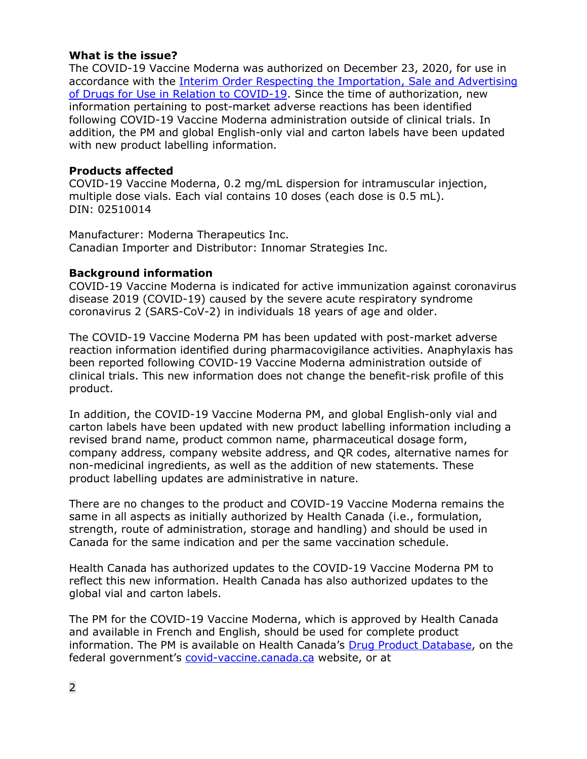**What is the issue?**
The COVID-19 Vaccine Moderna was authorized on December 23, 2020, for use in accordance with the Interim Order Respecting the Importation, Sale and Advertising of Drugs for Use in Relation to COVID-19. Since the time of authorization, new information pertaining to post-market adverse reactions has been identified following COVID-19 Vaccine Moderna administration outside of clinical trials. In addition, the PM and global English-only vial and carton labels have been updated with new product labelling information.

**Products affected**
COVID-19 Vaccine Moderna, 0.2 mg/mL dispersion for intramuscular injection, multiple dose vials. Each vial contains 10 doses (each dose is 0.5 mL).
DIN: 02510014

Manufacturer: Moderna Therapeutics Inc.
Canadian Importer and Distributor: Innomar Strategies Inc.

**Background information**
COVID-19 Vaccine Moderna is indicated for active immunization against coronavirus disease 2019 (COVID-19) caused by the severe acute respiratory syndrome coronavirus 2 (SARS-CoV-2) in individuals 18 years of age and older.

The COVID-19 Vaccine Moderna PM has been updated with post-market adverse reaction information identified during pharmacovigilance activities. Anaphylaxis has been reported following COVID-19 Vaccine Moderna administration outside of clinical trials. This new information does not change the benefit-risk profile of this product.

In addition, the COVID-19 Vaccine Moderna PM, and global English-only vial and carton labels have been updated with new product labelling information including a revised brand name, product common name, pharmaceutical dosage form, company address, company website address, and QR codes, alternative names for non-medicinal ingredients, as well as the addition of new statements. These product labelling updates are administrative in nature.

There are no changes to the product and COVID-19 Vaccine Moderna remains the same in all aspects as initially authorized by Health Canada (i.e., formulation, strength, route of administration, storage and handling) and should be used in Canada for the same indication and per the same vaccination schedule.

Health Canada has authorized updates to the COVID-19 Vaccine Moderna PM to reflect this new information. Health Canada has also authorized updates to the global vial and carton labels.

The PM for the COVID-19 Vaccine Moderna, which is approved by Health Canada and available in French and English, should be used for complete product information. The PM is available on Health Canada's Drug Product Database, on the federal government's covid-vaccine.canada.ca website, or at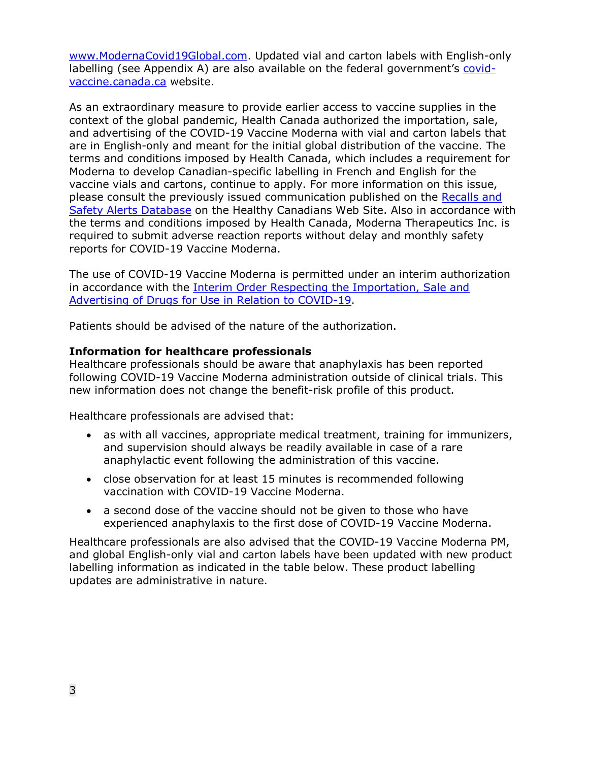[www.ModernaCovid19Global.com](www.ModernaCovid19Global.com). Updated vial and carton labels with English-only labelling (see Appendix A) are also available on the federal government's [covid-vaccine.canada.ca](covid-vaccine.canada.ca) website.

As an extraordinary measure to provide earlier access to vaccine supplies in the context of the global pandemic, Health Canada authorized the importation, sale, and advertising of the COVID-19 Vaccine Moderna with vial and carton labels that are in English-only and meant for the initial global distribution of the vaccine. The terms and conditions imposed by Health Canada, which includes a requirement for Moderna to develop Canadian-specific labelling in French and English for the vaccine vials and cartons, continue to apply. For more information on this issue, please consult the previously issued communication published on the Recalls and Safety Alerts Database on the Healthy Canadians Web Site. Also in accordance with the terms and conditions imposed by Health Canada, Moderna Therapeutics Inc. is required to submit adverse reaction reports without delay and monthly safety reports for COVID-19 Vaccine Moderna.

The use of COVID-19 Vaccine Moderna is permitted under an interim authorization in accordance with the Interim Order Respecting the Importation, Sale and Advertising of Drugs for Use in Relation to COVID-19.

Patients should be advised of the nature of the authorization.

**Information for healthcare professionals**

Healthcare professionals should be aware that anaphylaxis has been reported following COVID-19 Vaccine Moderna administration outside of clinical trials. This new information does not change the benefit-risk profile of this product.

Healthcare professionals are advised that:

- as with all vaccines, appropriate medical treatment, training for immunizers, and supervision should always be readily available in case of a rare anaphylactic event following the administration of this vaccine.
- close observation for at least 15 minutes is recommended following vaccination with COVID-19 Vaccine Moderna.
- a second dose of the vaccine should not be given to those who have experienced anaphylaxis to the first dose of COVID-19 Vaccine Moderna.

Healthcare professionals are also advised that the COVID-19 Vaccine Moderna PM, and global English-only vial and carton labels have been updated with new product labelling information as indicated in the table below. These product labelling updates are administrative in nature.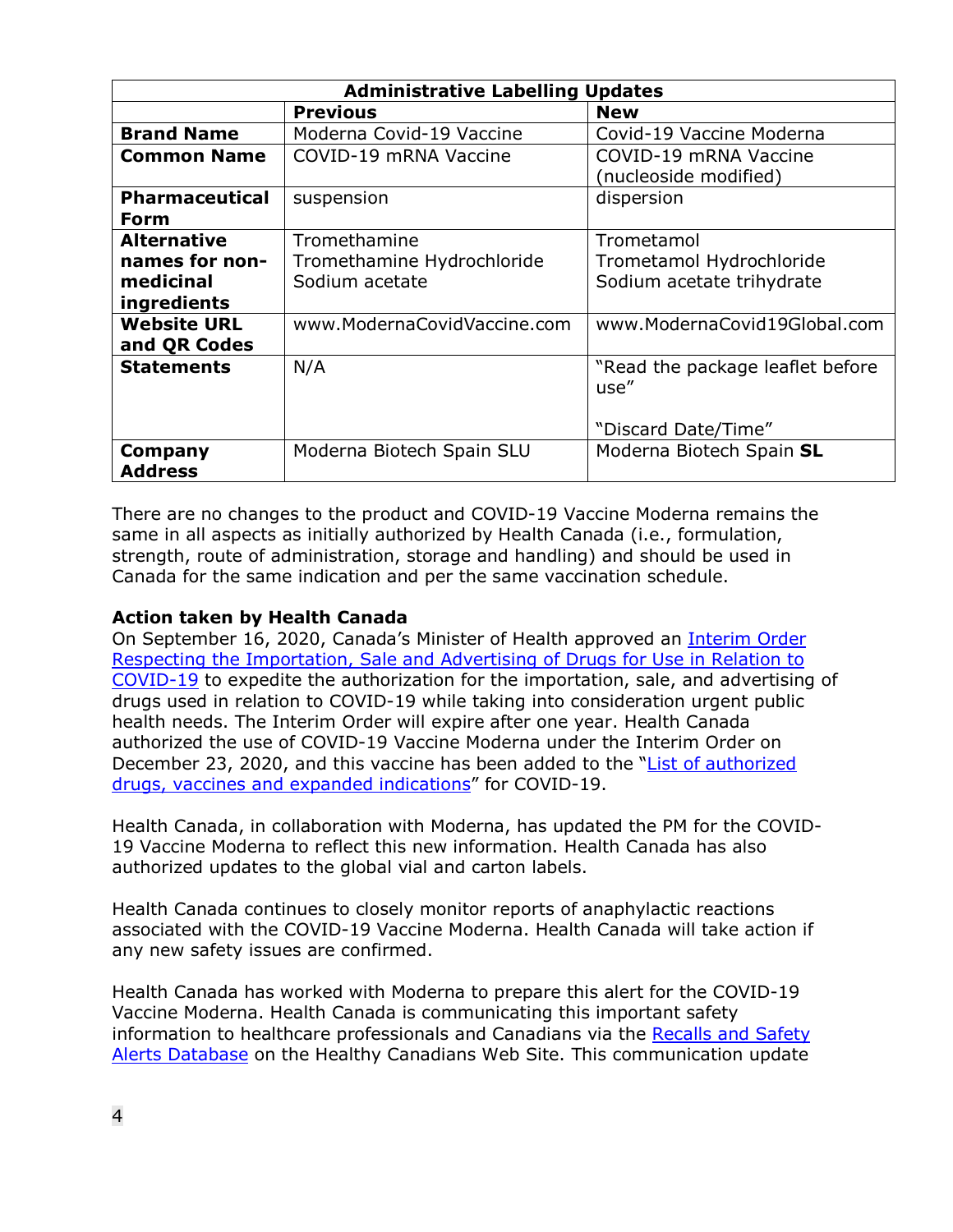| Administrative Labelling Updates | | |
|---|---|---|
| | **Previous** | **New** |
| **Brand Name** | Moderna Covid-19 Vaccine | Covid-19 Vaccine Moderna |
| **Common Name** | COVID-19 mRNA Vaccine | COVID-19 mRNA Vaccine (nucleoside modified) |
| **Pharmaceutical Form** | suspension | dispersion |
| **Alternative names for non-medicinal ingredients** | Tromethamine<br>Tromethamine Hydrochloride<br>Sodium acetate | Trometamol<br>Trometamol Hydrochloride<br>Sodium acetate trihydrate |
| **Website URL and QR Codes** | www.ModernaCovidVaccine.com | www.ModernaCovid19Global.com |
| **Statements** | N/A | "Read the package leaflet before use"<br><br>"Discard Date/Time" |
| **Company Address** | Moderna Biotech Spain SLU | Moderna Biotech Spain **SL** |

There are no changes to the product and COVID-19 Vaccine Moderna remains the same in all aspects as initially authorized by Health Canada (i.e., formulation, strength, route of administration, storage and handling) and should be used in Canada for the same indication and per the same vaccination schedule.

**Action taken by Health Canada**

On September 16, 2020, Canada's Minister of Health approved an Interim Order Respecting the Importation, Sale and Advertising of Drugs for Use in Relation to COVID-19 to expedite the authorization for the importation, sale, and advertising of drugs used in relation to COVID-19 while taking into consideration urgent public health needs. The Interim Order will expire after one year. Health Canada authorized the use of COVID-19 Vaccine Moderna under the Interim Order on December 23, 2020, and this vaccine has been added to the "List of authorized drugs, vaccines and expanded indications" for COVID-19.

Health Canada, in collaboration with Moderna, has updated the PM for the COVID-19 Vaccine Moderna to reflect this new information. Health Canada has also authorized updates to the global vial and carton labels.

Health Canada continues to closely monitor reports of anaphylactic reactions associated with the COVID-19 Vaccine Moderna. Health Canada will take action if any new safety issues are confirmed.

Health Canada has worked with Moderna to prepare this alert for the COVID-19 Vaccine Moderna. Health Canada is communicating this important safety information to healthcare professionals and Canadians via the Recalls and Safety Alerts Database on the Healthy Canadians Web Site. This communication update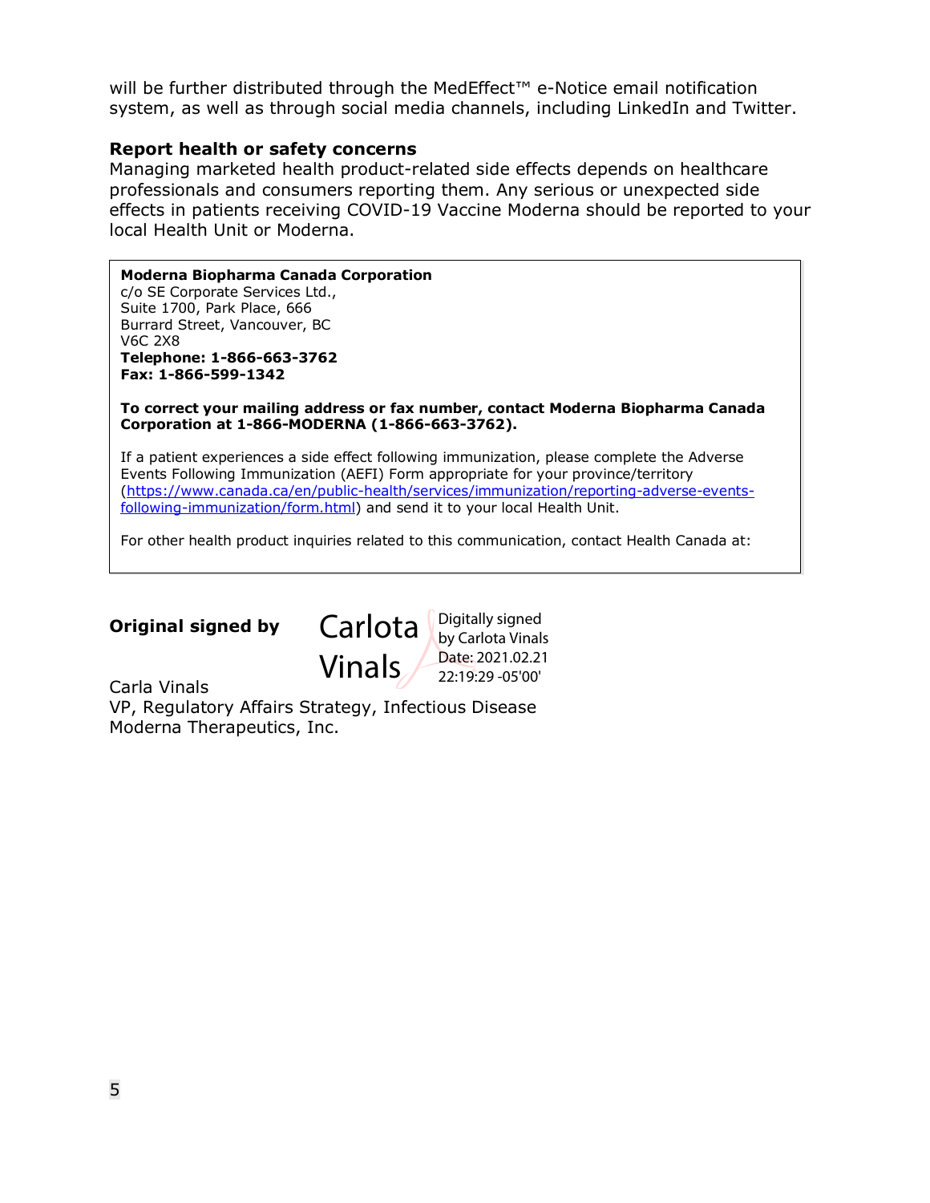will be further distributed through the MedEffect™ e-Notice email notification system, as well as through social media channels, including LinkedIn and Twitter.

### Report health or safety concerns

Managing marketed health product-related side effects depends on healthcare professionals and consumers reporting them. Any serious or unexpected side effects in patients receiving COVID-19 Vaccine Moderna should be reported to your local Health Unit or Moderna.

**Moderna Biopharma Canada Corporation**
c/o SE Corporate Services Ltd.,
Suite 1700, Park Place, 666
Burrard Street, Vancouver, BC
V6C 2X8
**Telephone: 1-866-663-3762**
**Fax: 1-866-599-1342**

**To correct your mailing address or fax number, contact Moderna Biopharma Canada Corporation at 1-866-MODERNA (1-866-663-3762).**

If a patient experiences a side effect following immunization, please complete the Adverse Events Following Immunization (AEFI) Form appropriate for your province/territory (https://www.canada.ca/en/public-health/services/immunization/reporting-adverse-events-following-immunization/form.html) and send it to your local Health Unit.

For other health product inquiries related to this communication, contact Health Canada at:

**Original signed by**

Carlota Vinals
Digitally signed by Carlota Vinals
Date: 2021.02.21 22:19:29 -05'00'

Carla Vinals
VP, Regulatory Affairs Strategy, Infectious Disease
Moderna Therapeutics, Inc.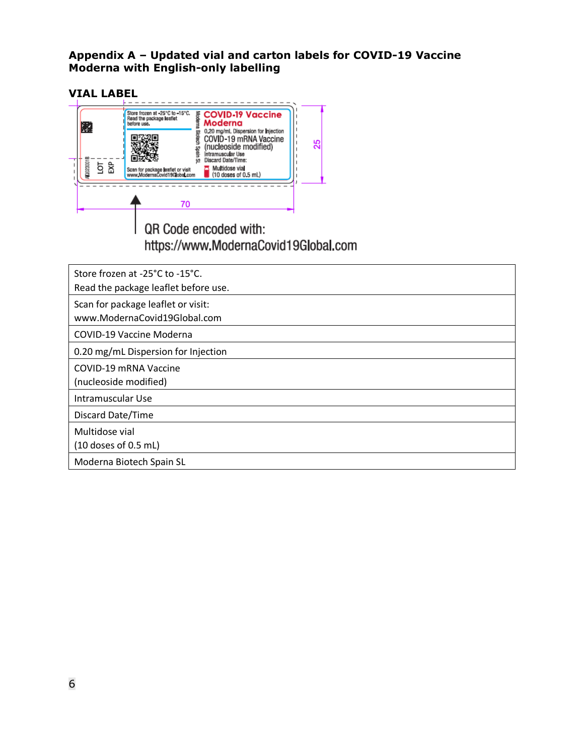**Appendix A – Updated vial and carton labels for COVID-19 Vaccine Moderna with English-only labelling**

**VIAL LABEL**

QR Code encoded with:
https://www.ModernaCovid19Global.com

| Store frozen at -25°C to -15°C.<br>Read the package leaflet before use. |
|---|
| Scan for package leaflet or visit:<br>www.ModernaCovid19Global.com |
| COVID-19 Vaccine Moderna |
| 0.20 mg/mL Dispersion for Injection |
| COVID-19 mRNA Vaccine<br>(nucleoside modified) |
| Intramuscular Use |
| Discard Date/Time |
| Multidose vial<br>(10 doses of 0.5 mL) |
| Moderna Biotech Spain SL |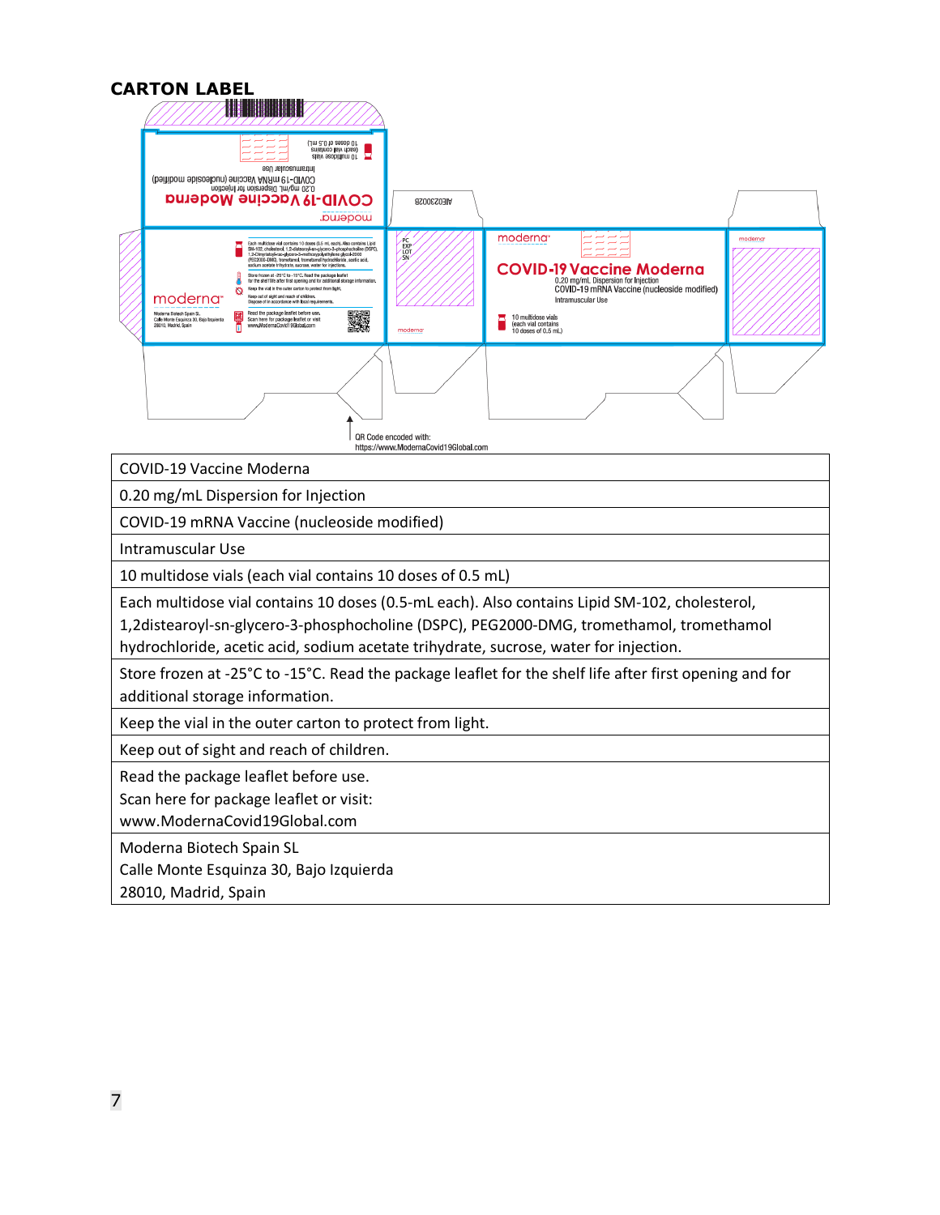**CARTON LABEL**

QR Code encoded with:
https://www.ModernaCovid19Global.com

| |
|---|
| COVID-19 Vaccine Moderna |
| 0.20 mg/mL Dispersion for Injection |
| COVID-19 mRNA Vaccine (nucleoside modified) |
| Intramuscular Use |
| 10 multidose vials (each vial contains 10 doses of 0.5 mL) |
| Each multidose vial contains 10 doses (0.5-mL each). Also contains Lipid SM-102, cholesterol, 1,2distearoyl-sn-glycero-3-phosphocholine (DSPC), PEG2000-DMG, tromethamol, tromethamol hydrochloride, acetic acid, sodium acetate trihydrate, sucrose, water for injection. |
| Store frozen at -25°C to -15°C. Read the package leaflet for the shelf life after first opening and for additional storage information. |
| Keep the vial in the outer carton to protect from light. |
| Keep out of sight and reach of children. |
| Read the package leaflet before use.<br>Scan here for package leaflet or visit:<br>www.ModernaCovid19Global.com |
| Moderna Biotech Spain SL<br>Calle Monte Esquinza 30, Bajo Izquierda<br>28010, Madrid, Spain |